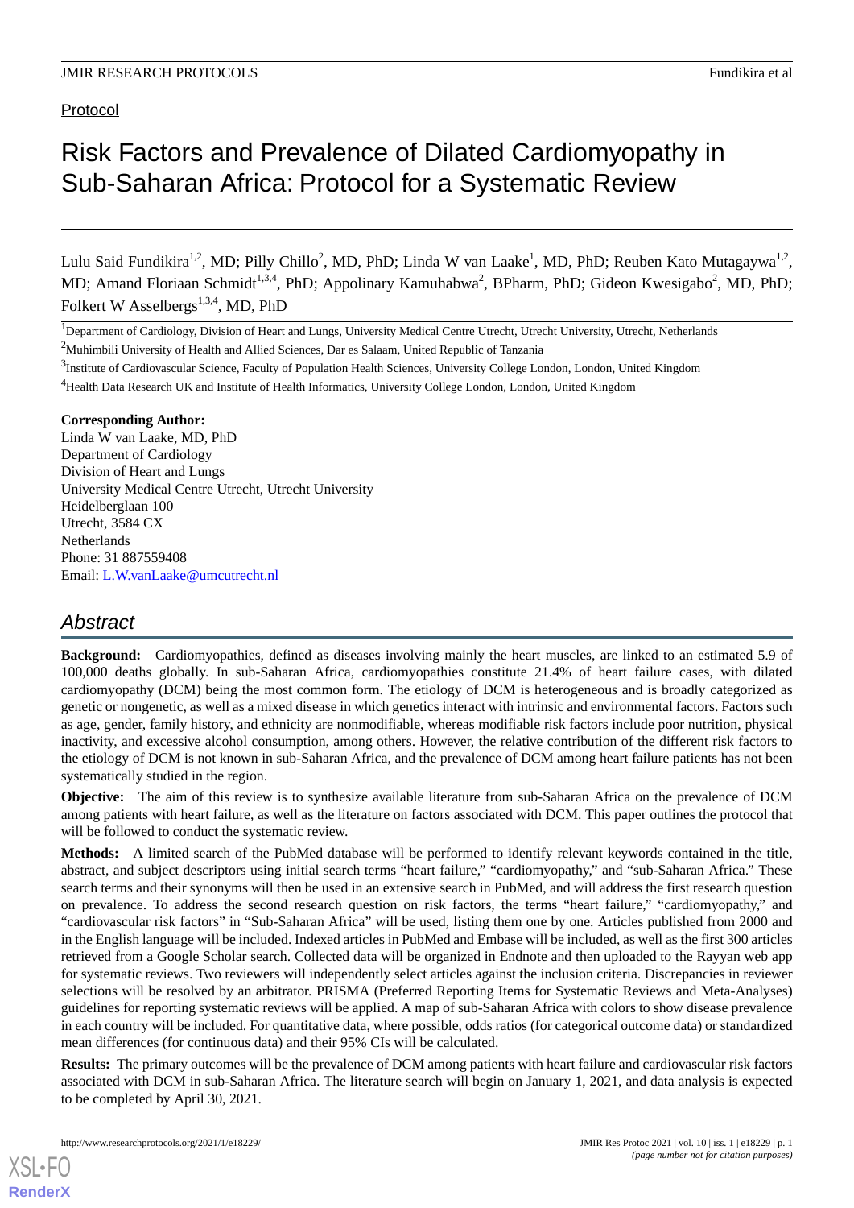Protocol

# Risk Factors and Prevalence of Dilated Cardiomyopathy in Sub-Saharan Africa: Protocol for a Systematic Review

Lulu Said Fundikira[1,2], MD; Pilly Chillo[2], MD, PhD; Linda W van Laake[1], MD, PhD; Reuben Kato Mutagaywa[1,2], MD; Amand Floriaan Schmidt[1,3,4], PhD; Appolinary Kamuhabwa[2], BPharm, PhD; Gideon Kwesigabo[2], MD, PhD; Folkert W Asselbergs[1,3,4], MD, PhD

[1]Department of Cardiology, Division of Heart and Lungs, University Medical Centre Utrecht, Utrecht University, Utrecht, Netherlands

[2]Muhimbili University of Health and Allied Sciences, Dar es Salaam, United Republic of Tanzania

[3]Institute of Cardiovascular Science, Faculty of Population Health Sciences, University College London, London, United Kingdom

[4]Health Data Research UK and Institute of Health Informatics, University College London, London, United Kingdom

**Corresponding Author:**
Linda W van Laake, MD, PhD
Department of Cardiology
Division of Heart and Lungs
University Medical Centre Utrecht, Utrecht University
Heidelberglaan 100
Utrecht, 3584 CX
Netherlands
Phone: 31 887559408
Email: L.W.vanLaake@umcutrecht.nl

## Abstract

**Background:** Cardiomyopathies, defined as diseases involving mainly the heart muscles, are linked to an estimated 5.9 of 100,000 deaths globally. In sub-Saharan Africa, cardiomyopathies constitute 21.4% of heart failure cases, with dilated cardiomyopathy (DCM) being the most common form. The etiology of DCM is heterogeneous and is broadly categorized as genetic or nongenetic, as well as a mixed disease in which genetics interact with intrinsic and environmental factors. Factors such as age, gender, family history, and ethnicity are nonmodifiable, whereas modifiable risk factors include poor nutrition, physical inactivity, and excessive alcohol consumption, among others. However, the relative contribution of the different risk factors to the etiology of DCM is not known in sub-Saharan Africa, and the prevalence of DCM among heart failure patients has not been systematically studied in the region.

**Objective:** The aim of this review is to synthesize available literature from sub-Saharan Africa on the prevalence of DCM among patients with heart failure, as well as the literature on factors associated with DCM. This paper outlines the protocol that will be followed to conduct the systematic review.

**Methods:** A limited search of the PubMed database will be performed to identify relevant keywords contained in the title, abstract, and subject descriptors using initial search terms "heart failure," "cardiomyopathy," and "sub-Saharan Africa." These search terms and their synonyms will then be used in an extensive search in PubMed, and will address the first research question on prevalence. To address the second research question on risk factors, the terms "heart failure," "cardiomyopathy," and "cardiovascular risk factors" in "Sub-Saharan Africa" will be used, listing them one by one. Articles published from 2000 and in the English language will be included. Indexed articles in PubMed and Embase will be included, as well as the first 300 articles retrieved from a Google Scholar search. Collected data will be organized in Endnote and then uploaded to the Rayyan web app for systematic reviews. Two reviewers will independently select articles against the inclusion criteria. Discrepancies in reviewer selections will be resolved by an arbitrator. PRISMA (Preferred Reporting Items for Systematic Reviews and Meta-Analyses) guidelines for reporting systematic reviews will be applied. A map of sub-Saharan Africa with colors to show disease prevalence in each country will be included. For quantitative data, where possible, odds ratios (for categorical outcome data) or standardized mean differences (for continuous data) and their 95% CIs will be calculated.

**Results:** The primary outcomes will be the prevalence of DCM among patients with heart failure and cardiovascular risk factors associated with DCM in sub-Saharan Africa. The literature search will begin on January 1, 2021, and data analysis is expected to be completed by April 30, 2021.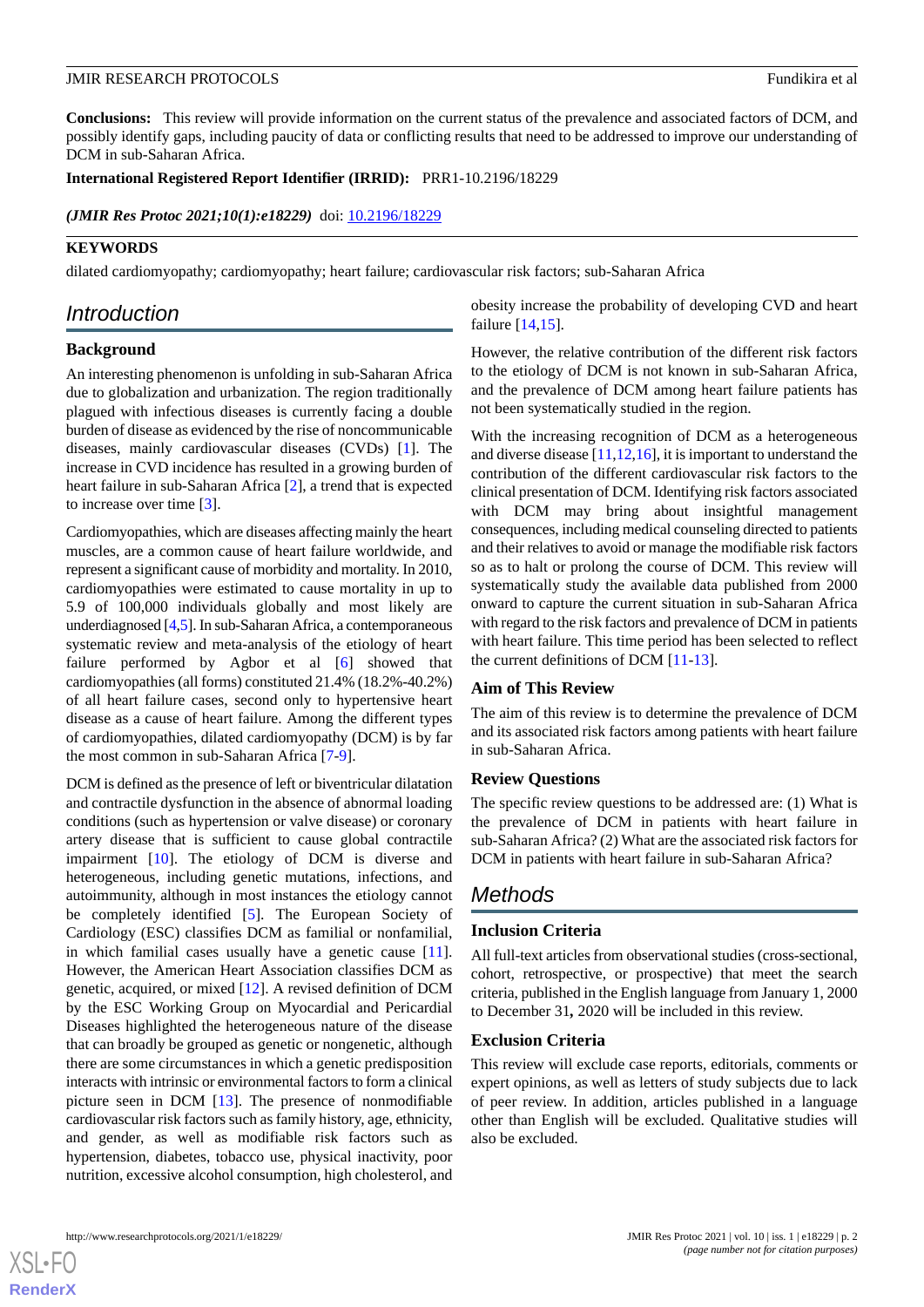**Conclusions:** This review will provide information on the current status of the prevalence and associated factors of DCM, and possibly identify gaps, including paucity of data or conflicting results that need to be addressed to improve our understanding of DCM in sub-Saharan Africa.

**International Registered Report Identifier (IRRID):** PRR1-10.2196/18229

*(JMIR Res Protoc 2021;10(1):e18229)* doi: 10.2196/18229

**KEYWORDS**

dilated cardiomyopathy; cardiomyopathy; heart failure; cardiovascular risk factors; sub-Saharan Africa

## Introduction

### Background

An interesting phenomenon is unfolding in sub-Saharan Africa due to globalization and urbanization. The region traditionally plagued with infectious diseases is currently facing a double burden of disease as evidenced by the rise of noncommunicable diseases, mainly cardiovascular diseases (CVDs) [1]. The increase in CVD incidence has resulted in a growing burden of heart failure in sub-Saharan Africa [2], a trend that is expected to increase over time [3].

Cardiomyopathies, which are diseases affecting mainly the heart muscles, are a common cause of heart failure worldwide, and represent a significant cause of morbidity and mortality. In 2010, cardiomyopathies were estimated to cause mortality in up to 5.9 of 100,000 individuals globally and most likely are underdiagnosed [4,5]. In sub-Saharan Africa, a contemporaneous systematic review and meta-analysis of the etiology of heart failure performed by Agbor et al [6] showed that cardiomyopathies (all forms) constituted 21.4% (18.2%-40.2%) of all heart failure cases, second only to hypertensive heart disease as a cause of heart failure. Among the different types of cardiomyopathies, dilated cardiomyopathy (DCM) is by far the most common in sub-Saharan Africa [7-9].

DCM is defined as the presence of left or biventricular dilatation and contractile dysfunction in the absence of abnormal loading conditions (such as hypertension or valve disease) or coronary artery disease that is sufficient to cause global contractile impairment [10]. The etiology of DCM is diverse and heterogeneous, including genetic mutations, infections, and autoimmunity, although in most instances the etiology cannot be completely identified [5]. The European Society of Cardiology (ESC) classifies DCM as familial or nonfamilial, in which familial cases usually have a genetic cause [11]. However, the American Heart Association classifies DCM as genetic, acquired, or mixed [12]. A revised definition of DCM by the ESC Working Group on Myocardial and Pericardial Diseases highlighted the heterogeneous nature of the disease that can broadly be grouped as genetic or nongenetic, although there are some circumstances in which a genetic predisposition interacts with intrinsic or environmental factors to form a clinical picture seen in DCM [13]. The presence of nonmodifiable cardiovascular risk factors such as family history, age, ethnicity, and gender, as well as modifiable risk factors such as hypertension, diabetes, tobacco use, physical inactivity, poor nutrition, excessive alcohol consumption, high cholesterol, and obesity increase the probability of developing CVD and heart failure [14,15].

However, the relative contribution of the different risk factors to the etiology of DCM is not known in sub-Saharan Africa, and the prevalence of DCM among heart failure patients has not been systematically studied in the region.

With the increasing recognition of DCM as a heterogeneous and diverse disease [11,12,16], it is important to understand the contribution of the different cardiovascular risk factors to the clinical presentation of DCM. Identifying risk factors associated with DCM may bring about insightful management consequences, including medical counseling directed to patients and their relatives to avoid or manage the modifiable risk factors so as to halt or prolong the course of DCM. This review will systematically study the available data published from 2000 onward to capture the current situation in sub-Saharan Africa with regard to the risk factors and prevalence of DCM in patients with heart failure. This time period has been selected to reflect the current definitions of DCM [11-13].

### Aim of This Review

The aim of this review is to determine the prevalence of DCM and its associated risk factors among patients with heart failure in sub-Saharan Africa.

### Review Questions

The specific review questions to be addressed are: (1) What is the prevalence of DCM in patients with heart failure in sub-Saharan Africa? (2) What are the associated risk factors for DCM in patients with heart failure in sub-Saharan Africa?

## Methods

### Inclusion Criteria

All full-text articles from observational studies (cross-sectional, cohort, retrospective, or prospective) that meet the search criteria, published in the English language from January 1, 2000 to December 31**,** 2020 will be included in this review.

### Exclusion Criteria

This review will exclude case reports, editorials, comments or expert opinions, as well as letters of study subjects due to lack of peer review. In addition, articles published in a language other than English will be excluded. Qualitative studies will also be excluded.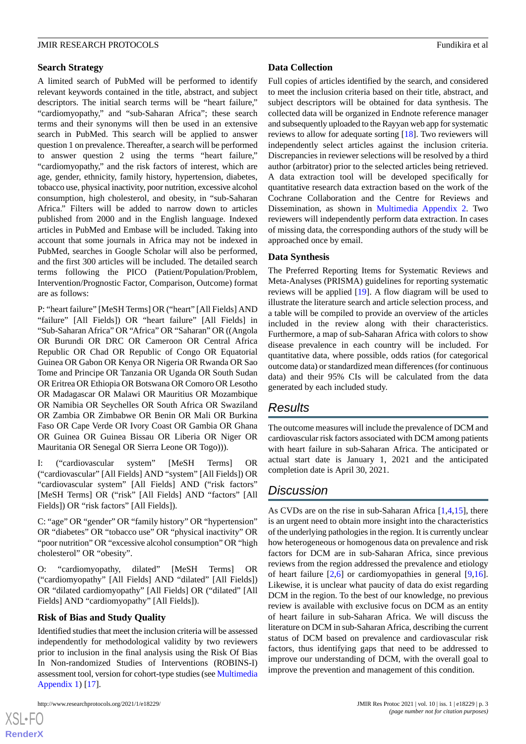### Search Strategy

A limited search of PubMed will be performed to identify relevant keywords contained in the title, abstract, and subject descriptors. The initial search terms will be "heart failure," "cardiomyopathy," and "sub-Saharan Africa"; these search terms and their synonyms will then be used in an extensive search in PubMed. This search will be applied to answer question 1 on prevalence. Thereafter, a search will be performed to answer question 2 using the terms "heart failure," "cardiomyopathy," and the risk factors of interest, which are age, gender, ethnicity, family history, hypertension, diabetes, tobacco use, physical inactivity, poor nutrition, excessive alcohol consumption, high cholesterol, and obesity, in "sub-Saharan Africa." Filters will be added to narrow down to articles published from 2000 and in the English language. Indexed articles in PubMed and Embase will be included. Taking into account that some journals in Africa may not be indexed in PubMed, searches in Google Scholar will also be performed, and the first 300 articles will be included. The detailed search terms following the PICO (Patient/Population/Problem, Intervention/Prognostic Factor, Comparison, Outcome) format are as follows:

P: "heart failure" [MeSH Terms] OR ("heart" [All Fields] AND "failure" [All Fields]) OR "heart failure" [All Fields] in "Sub-Saharan Africa" OR "Africa" OR "Saharan" OR ((Angola OR Burundi OR DRC OR Cameroon OR Central Africa Republic OR Chad OR Republic of Congo OR Equatorial Guinea OR Gabon OR Kenya OR Nigeria OR Rwanda OR Sao Tome and Principe OR Tanzania OR Uganda OR South Sudan OR Eritrea OR Ethiopia OR Botswana OR Comoro OR Lesotho OR Madagascar OR Malawi OR Mauritius OR Mozambique OR Namibia OR Seychelles OR South Africa OR Swaziland OR Zambia OR Zimbabwe OR Benin OR Mali OR Burkina Faso OR Cape Verde OR Ivory Coast OR Gambia OR Ghana OR Guinea OR Guinea Bissau OR Liberia OR Niger OR Mauritania OR Senegal OR Sierra Leone OR Togo))).

I: ("cardiovascular system" [MeSH Terms] OR ("cardiovascular" [All Fields] AND "system" [All Fields]) OR "cardiovascular system" [All Fields] AND ("risk factors" [MeSH Terms] OR ("risk" [All Fields] AND "factors" [All Fields]) OR "risk factors" [All Fields]).

C: "age" OR "gender" OR "family history" OR "hypertension" OR "diabetes" OR "tobacco use" OR "physical inactivity" OR "poor nutrition" OR "excessive alcohol consumption" OR "high cholesterol" OR "obesity".

O: "cardiomyopathy, dilated" [MeSH Terms] OR ("cardiomyopathy" [All Fields] AND "dilated" [All Fields]) OR "dilated cardiomyopathy" [All Fields] OR ("dilated" [All Fields] AND "cardiomyopathy" [All Fields]).

### Risk of Bias and Study Quality

Identified studies that meet the inclusion criteria will be assessed independently for methodological validity by two reviewers prior to inclusion in the final analysis using the Risk Of Bias In Non-randomized Studies of Interventions (ROBINS-I) assessment tool, version for cohort-type studies (see Multimedia Appendix 1) [17].

### Data Collection

Full copies of articles identified by the search, and considered to meet the inclusion criteria based on their title, abstract, and subject descriptors will be obtained for data synthesis. The collected data will be organized in Endnote reference manager and subsequently uploaded to the Rayyan web app for systematic reviews to allow for adequate sorting [18]. Two reviewers will independently select articles against the inclusion criteria. Discrepancies in reviewer selections will be resolved by a third author (arbitrator) prior to the selected articles being retrieved. A data extraction tool will be developed specifically for quantitative research data extraction based on the work of the Cochrane Collaboration and the Centre for Reviews and Dissemination, as shown in Multimedia Appendix 2. Two reviewers will independently perform data extraction. In cases of missing data, the corresponding authors of the study will be approached once by email.

### Data Synthesis

The Preferred Reporting Items for Systematic Reviews and Meta-Analyses (PRISMA) guidelines for reporting systematic reviews will be applied [19]. A flow diagram will be used to illustrate the literature search and article selection process, and a table will be compiled to provide an overview of the articles included in the review along with their characteristics. Furthermore, a map of sub-Saharan Africa with colors to show disease prevalence in each country will be included. For quantitative data, where possible, odds ratios (for categorical outcome data) or standardized mean differences (for continuous data) and their 95% CIs will be calculated from the data generated by each included study.

## Results

The outcome measures will include the prevalence of DCM and cardiovascular risk factors associated with DCM among patients with heart failure in sub-Saharan Africa. The anticipated or actual start date is January 1, 2021 and the anticipated completion date is April 30, 2021.

## Discussion

As CVDs are on the rise in sub-Saharan Africa [1,4,15], there is an urgent need to obtain more insight into the characteristics of the underlying pathologies in the region. It is currently unclear how heterogeneous or homogenous data on prevalence and risk factors for DCM are in sub-Saharan Africa, since previous reviews from the region addressed the prevalence and etiology of heart failure [2,6] or cardiomyopathies in general [9,16]. Likewise, it is unclear what paucity of data do exist regarding DCM in the region. To the best of our knowledge, no previous review is available with exclusive focus on DCM as an entity of heart failure in sub-Saharan Africa. We will discuss the literature on DCM in sub-Saharan Africa, describing the current status of DCM based on prevalence and cardiovascular risk factors, thus identifying gaps that need to be addressed to improve our understanding of DCM, with the overall goal to improve the prevention and management of this condition.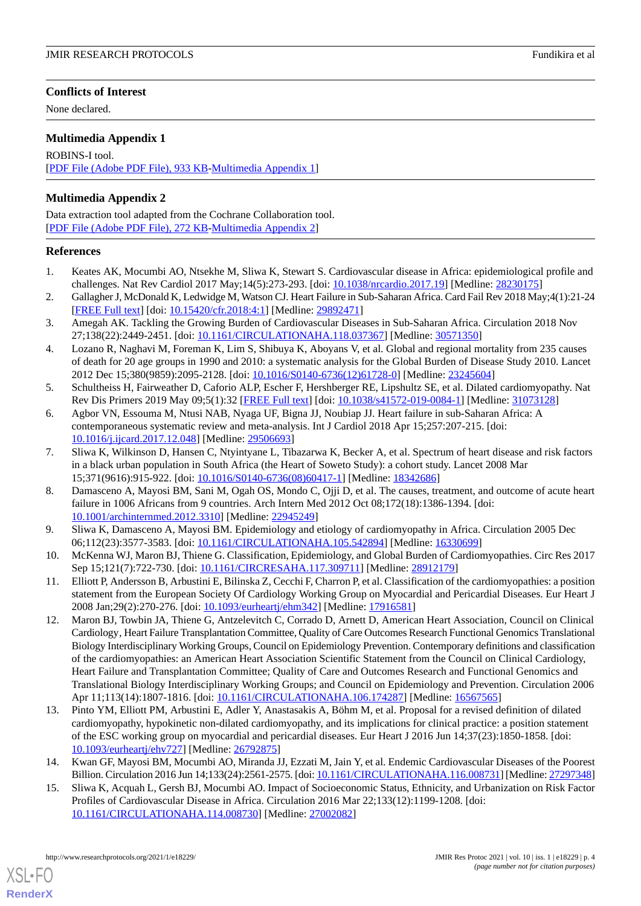## Conflicts of Interest

None declared.

## Multimedia Appendix 1

ROBINS-I tool.
[PDF File (Adobe PDF File), 933 KB-Multimedia Appendix 1]

## Multimedia Appendix 2

Data extraction tool adapted from the Cochrane Collaboration tool.
[PDF File (Adobe PDF File), 272 KB-Multimedia Appendix 2]

## References

1. Keates AK, Mocumbi AO, Ntsekhe M, Sliwa K, Stewart S. Cardiovascular disease in Africa: epidemiological profile and challenges. Nat Rev Cardiol 2017 May;14(5):273-293. [doi: 10.1038/nrcardio.2017.19] [Medline: 28230175]
2. Gallagher J, McDonald K, Ledwidge M, Watson CJ. Heart Failure in Sub-Saharan Africa. Card Fail Rev 2018 May;4(1):21-24 [FREE Full text] [doi: 10.15420/cfr.2018:4:1] [Medline: 29892471]
3. Amegah AK. Tackling the Growing Burden of Cardiovascular Diseases in Sub-Saharan Africa. Circulation 2018 Nov 27;138(22):2449-2451. [doi: 10.1161/CIRCULATIONAHA.118.037367] [Medline: 30571350]
4. Lozano R, Naghavi M, Foreman K, Lim S, Shibuya K, Aboyans V, et al. Global and regional mortality from 235 causes of death for 20 age groups in 1990 and 2010: a systematic analysis for the Global Burden of Disease Study 2010. Lancet 2012 Dec 15;380(9859):2095-2128. [doi: 10.1016/S0140-6736(12)61728-0] [Medline: 23245604]
5. Schultheiss H, Fairweather D, Caforio ALP, Escher F, Hershberger RE, Lipshultz SE, et al. Dilated cardiomyopathy. Nat Rev Dis Primers 2019 May 09;5(1):32 [FREE Full text] [doi: 10.1038/s41572-019-0084-1] [Medline: 31073128]
6. Agbor VN, Essouma M, Ntusi NAB, Nyaga UF, Bigna JJ, Noubiap JJ. Heart failure in sub-Saharan Africa: A contemporaneous systematic review and meta-analysis. Int J Cardiol 2018 Apr 15;257:207-215. [doi: 10.1016/j.ijcard.2017.12.048] [Medline: 29506693]
7. Sliwa K, Wilkinson D, Hansen C, Ntyintyane L, Tibazarwa K, Becker A, et al. Spectrum of heart disease and risk factors in a black urban population in South Africa (the Heart of Soweto Study): a cohort study. Lancet 2008 Mar 15;371(9616):915-922. [doi: 10.1016/S0140-6736(08)60417-1] [Medline: 18342686]
8. Damasceno A, Mayosi BM, Sani M, Ogah OS, Mondo C, Ojji D, et al. The causes, treatment, and outcome of acute heart failure in 1006 Africans from 9 countries. Arch Intern Med 2012 Oct 08;172(18):1386-1394. [doi: 10.1001/archinternmed.2012.3310] [Medline: 22945249]
9. Sliwa K, Damasceno A, Mayosi BM. Epidemiology and etiology of cardiomyopathy in Africa. Circulation 2005 Dec 06;112(23):3577-3583. [doi: 10.1161/CIRCULATIONAHA.105.542894] [Medline: 16330699]
10. McKenna WJ, Maron BJ, Thiene G. Classification, Epidemiology, and Global Burden of Cardiomyopathies. Circ Res 2017 Sep 15;121(7):722-730. [doi: 10.1161/CIRCRESAHA.117.309711] [Medline: 28912179]
11. Elliott P, Andersson B, Arbustini E, Bilinska Z, Cecchi F, Charron P, et al. Classification of the cardiomyopathies: a position statement from the European Society Of Cardiology Working Group on Myocardial and Pericardial Diseases. Eur Heart J 2008 Jan;29(2):270-276. [doi: 10.1093/eurheartj/ehm342] [Medline: 17916581]
12. Maron BJ, Towbin JA, Thiene G, Antzelevitch C, Corrado D, Arnett D, American Heart Association, Council on Clinical Cardiology, Heart Failure Transplantation Committee, Quality of Care Outcomes Research Functional Genomics Translational Biology Interdisciplinary Working Groups, Council on Epidemiology Prevention. Contemporary definitions and classification of the cardiomyopathies: an American Heart Association Scientific Statement from the Council on Clinical Cardiology, Heart Failure and Transplantation Committee; Quality of Care and Outcomes Research and Functional Genomics and Translational Biology Interdisciplinary Working Groups; and Council on Epidemiology and Prevention. Circulation 2006 Apr 11;113(14):1807-1816. [doi: 10.1161/CIRCULATIONAHA.106.174287] [Medline: 16567565]
13. Pinto YM, Elliott PM, Arbustini E, Adler Y, Anastasakis A, Böhm M, et al. Proposal for a revised definition of dilated cardiomyopathy, hypokinetic non-dilated cardiomyopathy, and its implications for clinical practice: a position statement of the ESC working group on myocardial and pericardial diseases. Eur Heart J 2016 Jun 14;37(23):1850-1858. [doi: 10.1093/eurheartj/ehv727] [Medline: 26792875]
14. Kwan GF, Mayosi BM, Mocumbi AO, Miranda JJ, Ezzati M, Jain Y, et al. Endemic Cardiovascular Diseases of the Poorest Billion. Circulation 2016 Jun 14;133(24):2561-2575. [doi: 10.1161/CIRCULATIONAHA.116.008731] [Medline: 27297348]
15. Sliwa K, Acquah L, Gersh BJ, Mocumbi AO. Impact of Socioeconomic Status, Ethnicity, and Urbanization on Risk Factor Profiles of Cardiovascular Disease in Africa. Circulation 2016 Mar 22;133(12):1199-1208. [doi: 10.1161/CIRCULATIONAHA.114.008730] [Medline: 27002082]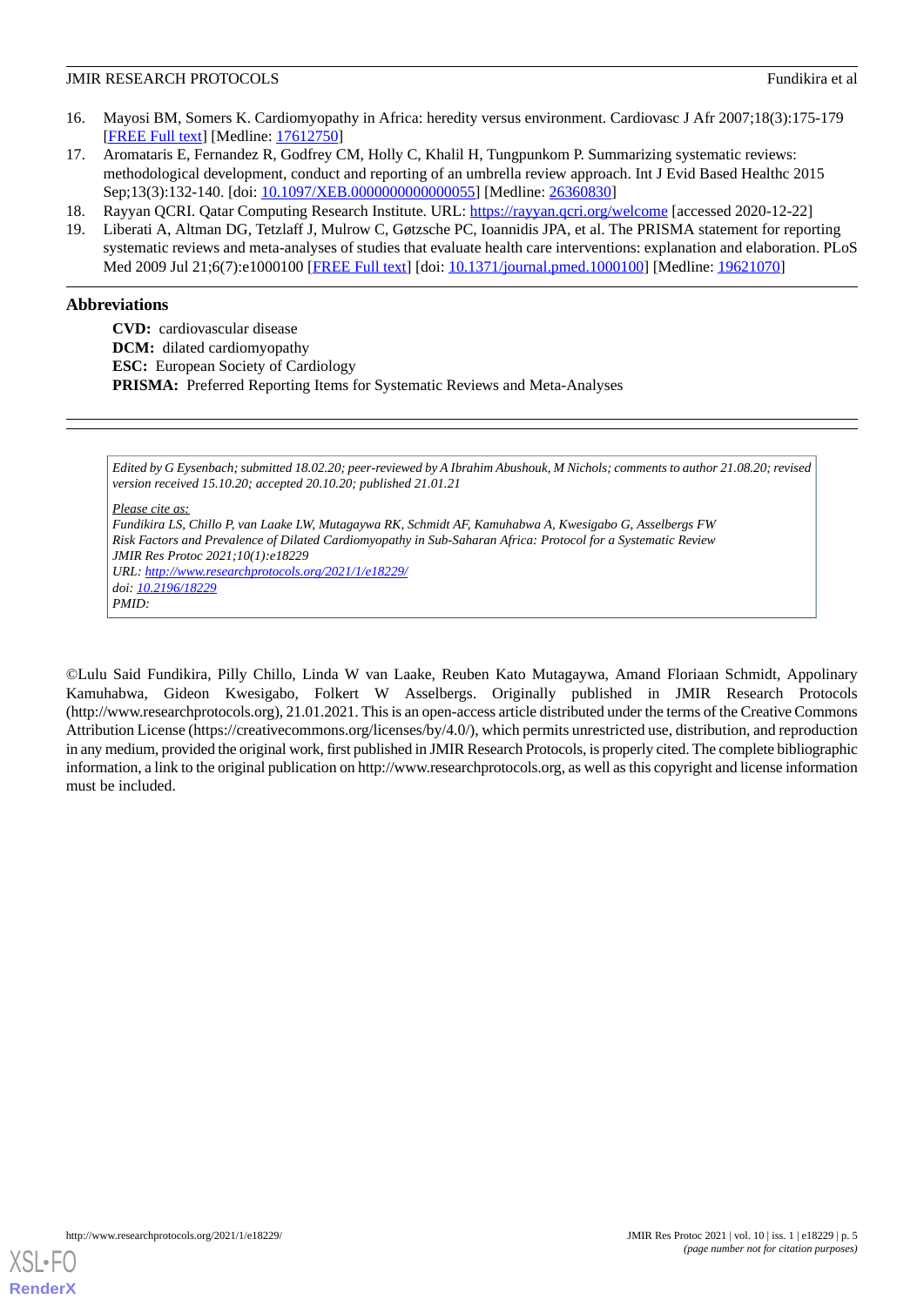16. Mayosi BM, Somers K. Cardiomyopathy in Africa: heredity versus environment. Cardiovasc J Afr 2007;18(3):175-179 [FREE Full text] [Medline: 17612750]
17. Aromataris E, Fernandez R, Godfrey CM, Holly C, Khalil H, Tungpunkom P. Summarizing systematic reviews: methodological development, conduct and reporting of an umbrella review approach. Int J Evid Based Healthc 2015 Sep;13(3):132-140. [doi: 10.1097/XEB.0000000000000055] [Medline: 26360830]
18. Rayyan QCRI. Qatar Computing Research Institute. URL: https://rayyan.qcri.org/welcome [accessed 2020-12-22]
19. Liberati A, Altman DG, Tetzlaff J, Mulrow C, Gøtzsche PC, Ioannidis JPA, et al. The PRISMA statement for reporting systematic reviews and meta-analyses of studies that evaluate health care interventions: explanation and elaboration. PLoS Med 2009 Jul 21;6(7):e1000100 [FREE Full text] [doi: 10.1371/journal.pmed.1000100] [Medline: 19621070]

## Abbreviations

**CVD:** cardiovascular disease
**DCM:** dilated cardiomyopathy
**ESC:** European Society of Cardiology
**PRISMA:** Preferred Reporting Items for Systematic Reviews and Meta-Analyses

*Edited by G Eysenbach; submitted 18.02.20; peer-reviewed by A Ibrahim Abushouk, M Nichols; comments to author 21.08.20; revised version received 15.10.20; accepted 20.10.20; published 21.01.21*

*Please cite as:*
*Fundikira LS, Chillo P, van Laake LW, Mutagaywa RK, Schmidt AF, Kamuhabwa A, Kwesigabo G, Asselbergs FW*
*Risk Factors and Prevalence of Dilated Cardiomyopathy in Sub-Saharan Africa: Protocol for a Systematic Review*
*JMIR Res Protoc 2021;10(1):e18229*
*URL: http://www.researchprotocols.org/2021/1/e18229/*
*doi: 10.2196/18229*
*PMID:*

©Lulu Said Fundikira, Pilly Chillo, Linda W van Laake, Reuben Kato Mutagaywa, Amand Floriaan Schmidt, Appolinary Kamuhabwa, Gideon Kwesigabo, Folkert W Asselbergs. Originally published in JMIR Research Protocols (http://www.researchprotocols.org), 21.01.2021. This is an open-access article distributed under the terms of the Creative Commons Attribution License (https://creativecommons.org/licenses/by/4.0/), which permits unrestricted use, distribution, and reproduction in any medium, provided the original work, first published in JMIR Research Protocols, is properly cited. The complete bibliographic information, a link to the original publication on http://www.researchprotocols.org, as well as this copyright and license information must be included.